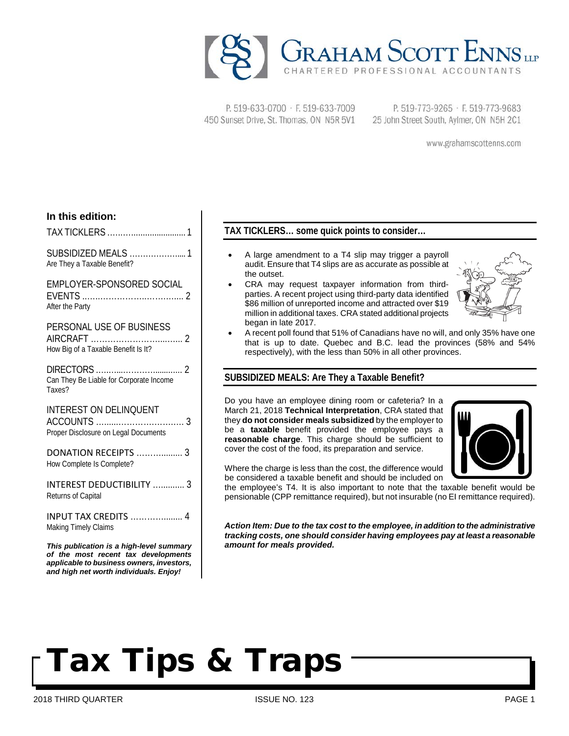# GRAHAM SCOTT ENNS LLP

CHARTERED PROFESSIONAL ACCOUNTANTS

P. 519-633-0700 · F. 519-633-7009
450 Sunset Drive, St. Thomas, ON N5R 5V1

P. 519-773-9265 · F. 519-773-9683
25 John Street South, Aylmer, ON N5H 2C1

www.grahamscottenns.com

# Tax Tips & Traps

2018 THIRD QUARTER — ISSUE NO. 123

**In this edition:**

- TAX TICKLERS ……………………… 1
- SUBSIDIZED MEALS ……………… 1
  Are They a Taxable Benefit?
- EMPLOYER-SPONSORED SOCIAL EVENTS ……………………… 2
  After the Party
- PERSONAL USE OF BUSINESS AIRCRAFT ……………………… 2
  How Big of a Taxable Benefit Is It?
- DIRECTORS ……………………… 2
  Can They Be Liable for Corporate Income Taxes?
- INTEREST ON DELINQUENT ACCOUNTS ……………………… 3
  Proper Disclosure on Legal Documents
- DONATION RECEIPTS ……………… 3
  How Complete Is Complete?
- INTEREST DEDUCTIBILITY ………… 3
  Returns of Capital
- INPUT TAX CREDITS ……………… 4
  Making Timely Claims

***This publication is a high-level summary of the most recent tax developments applicable to business owners, investors, and high net worth individuals. Enjoy!***

## TAX TICKLERS… some quick points to consider…

- A large amendment to a T4 slip may trigger a payroll audit. Ensure that T4 slips are as accurate as possible at the outset.
- CRA may request taxpayer information from third-parties. A recent project using third-party data identified $86 million of unreported income and attracted over $19 million in additional taxes. CRA stated additional projects began in late 2017.
- A recent poll found that 51% of Canadians have no will, and only 35% have one that is up to date. Quebec and B.C. lead the provinces (58% and 54% respectively), with the less than 50% in all other provinces.

## SUBSIDIZED MEALS: Are They a Taxable Benefit?

Do you have an employee dining room or cafeteria? In a March 21, 2018 **Technical Interpretation**, CRA stated that they **do not consider meals subsidized** by the employer to be a **taxable** benefit provided the employee pays a **reasonable charge**. This charge should be sufficient to cover the cost of the food, its preparation and service.

Where the charge is less than the cost, the difference would be considered a taxable benefit and should be included on the employee's T4. It is also important to note that the taxable benefit would be pensionable (CPP remittance required), but not insurable (no EI remittance required).

***Action Item: Due to the tax cost to the employee, in addition to the administrative tracking costs, one should consider having employees pay at least a reasonable amount for meals provided.***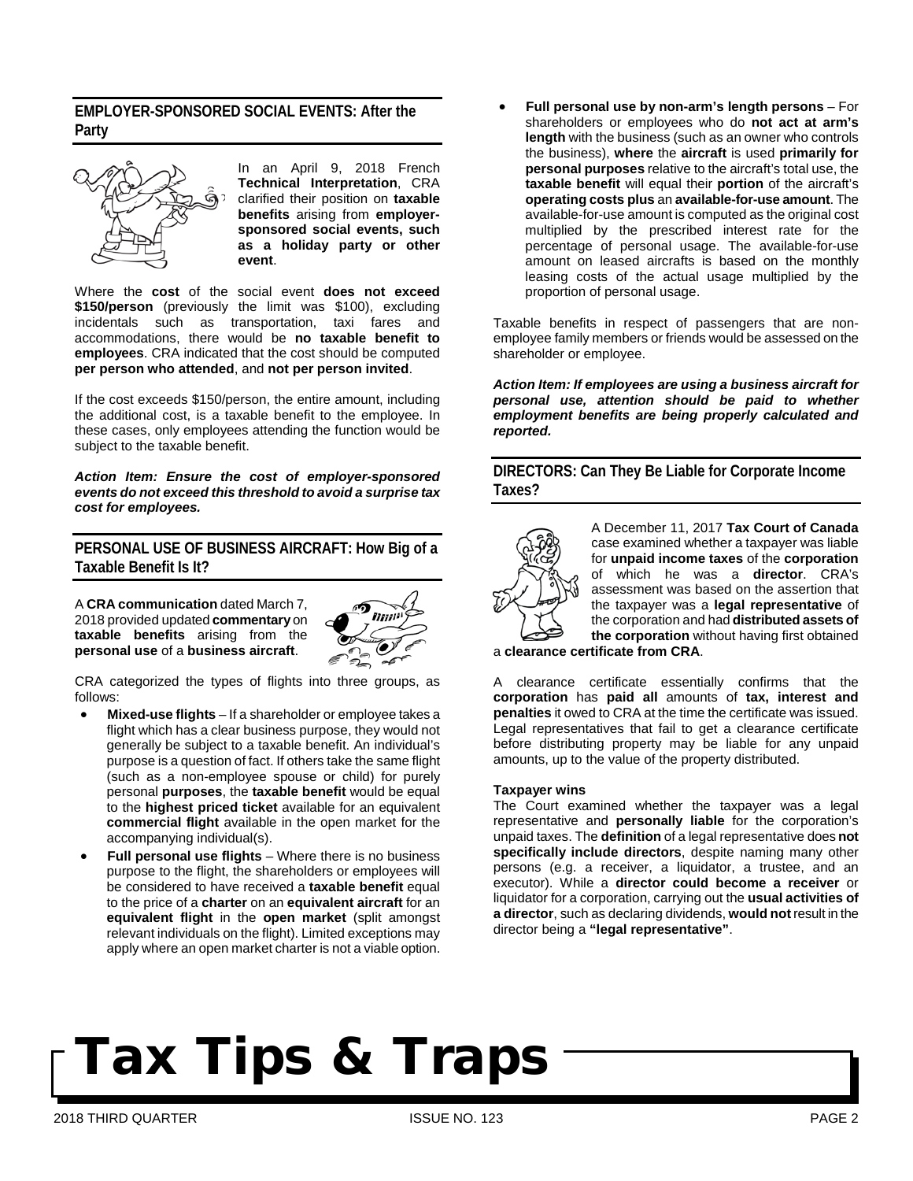## EMPLOYER-SPONSORED SOCIAL EVENTS: After the Party

In an April 9, 2018 French **Technical Interpretation**, CRA clarified their position on **taxable benefits** arising from **employer-sponsored social events, such as a holiday party or other event**.

Where the **cost** of the social event **does not exceed $150/person** (previously the limit was $100), excluding incidentals such as transportation, taxi fares and accommodations, there would be **no taxable benefit to employees**. CRA indicated that the cost should be computed **per person who attended**, and **not per person invited**.

If the cost exceeds $150/person, the entire amount, including the additional cost, is a taxable benefit to the employee. In these cases, only employees attending the function would be subject to the taxable benefit.

***Action Item: Ensure the cost of employer-sponsored events do not exceed this threshold to avoid a surprise tax cost for employees.***

## PERSONAL USE OF BUSINESS AIRCRAFT: How Big of a Taxable Benefit Is It?

A **CRA communication** dated March 7, 2018 provided updated **commentary** on **taxable benefits** arising from the **personal use** of a **business aircraft**.

CRA categorized the types of flights into three groups, as follows:

- **Mixed-use flights** – If a shareholder or employee takes a flight which has a clear business purpose, they would not generally be subject to a taxable benefit. An individual's purpose is a question of fact. If others take the same flight (such as a non-employee spouse or child) for purely personal **purposes**, the **taxable benefit** would be equal to the **highest priced ticket** available for an equivalent **commercial flight** available in the open market for the accompanying individual(s).
- **Full personal use flights** – Where there is no business purpose to the flight, the shareholders or employees will be considered to have received a **taxable benefit** equal to the price of a **charter** on an **equivalent aircraft** for an **equivalent flight** in the **open market** (split amongst relevant individuals on the flight). Limited exceptions may apply where an open market charter is not a viable option.
- **Full personal use by non-arm's length persons** – For shareholders or employees who do **not act at arm's length** with the business (such as an owner who controls the business), **where** the **aircraft** is used **primarily for personal purposes** relative to the aircraft's total use, the **taxable benefit** will equal their **portion** of the aircraft's **operating costs plus** an **available-for-use amount**. The available-for-use amount is computed as the original cost multiplied by the prescribed interest rate for the percentage of personal usage. The available-for-use amount on leased aircrafts is based on the monthly leasing costs of the actual usage multiplied by the proportion of personal usage.

Taxable benefits in respect of passengers that are non-employee family members or friends would be assessed on the shareholder or employee.

***Action Item: If employees are using a business aircraft for personal use, attention should be paid to whether employment benefits are being properly calculated and reported.***

## DIRECTORS: Can They Be Liable for Corporate Income Taxes?

A December 11, 2017 **Tax Court of Canada** case examined whether a taxpayer was liable for **unpaid income taxes** of the **corporation** of which he was a **director**. CRA's assessment was based on the assertion that the taxpayer was a **legal representative** of the corporation and had **distributed assets of the corporation** without having first obtained a **clearance certificate from CRA**.

A clearance certificate essentially confirms that the **corporation** has **paid all** amounts of **tax, interest and penalties** it owed to CRA at the time the certificate was issued. Legal representatives that fail to get a clearance certificate before distributing property may be liable for any unpaid amounts, up to the value of the property distributed.

**Taxpayer wins**

The Court examined whether the taxpayer was a legal representative and **personally liable** for the corporation's unpaid taxes. The **definition** of a legal representative does **not specifically include directors**, despite naming many other persons (e.g. a receiver, a liquidator, a trustee, and an executor). While a **director could become a receiver** or liquidator for a corporation, carrying out the **usual activities of a director**, such as declaring dividends, **would not** result in the director being a **"legal representative"**.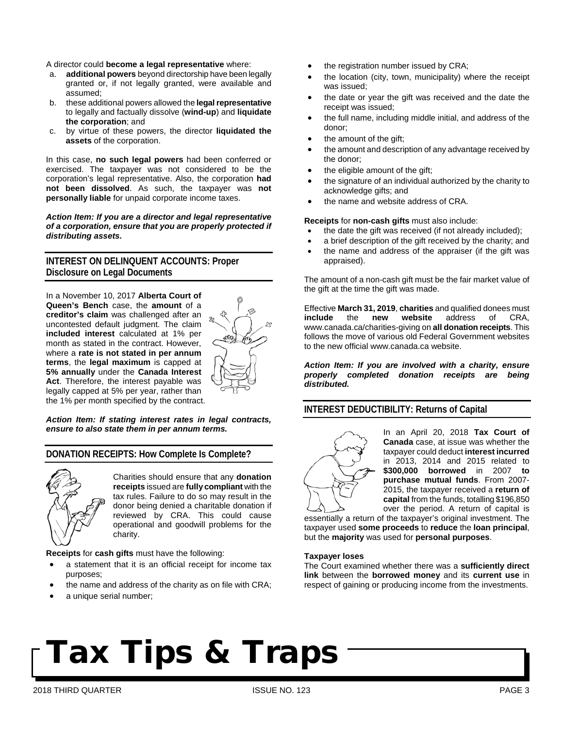A director could **become a legal representative** where:

a. **additional powers** beyond directorship have been legally granted or, if not legally granted, were available and assumed;
b. these additional powers allowed the **legal representative** to legally and factually dissolve (**wind-up**) and **liquidate the corporation**; and
c. by virtue of these powers, the director **liquidated the assets** of the corporation.

In this case, **no such legal powers** had been conferred or exercised. The taxpayer was not considered to be the corporation's legal representative. Also, the corporation **had not been dissolved**. As such, the taxpayer was **not personally liable** for unpaid corporate income taxes.

***Action Item: If you are a director and legal representative of a corporation, ensure that you are properly protected if distributing assets.***

## INTEREST ON DELINQUENT ACCOUNTS: Proper Disclosure on Legal Documents

In a November 10, 2017 **Alberta Court of Queen's Bench** case, the **amount** of a **creditor's claim** was challenged after an uncontested default judgment. The claim **included interest** calculated at 1% per month as stated in the contract. However, where a **rate is not stated in per annum terms**, the **legal maximum** is capped at **5% annually** under the **Canada Interest Act**. Therefore, the interest payable was legally capped at 5% per year, rather than the 1% per month specified by the contract.

***Action Item: If stating interest rates in legal contracts, ensure to also state them in per annum terms.***

## DONATION RECEIPTS: How Complete Is Complete?

Charities should ensure that any **donation receipts** issued are **fully compliant** with the tax rules. Failure to do so may result in the donor being denied a charitable donation if reviewed by CRA. This could cause operational and goodwill problems for the charity.

**Receipts** for **cash gifts** must have the following:

- a statement that it is an official receipt for income tax purposes;
- the name and address of the charity as on file with CRA;
- a unique serial number;
- the registration number issued by CRA;
- the location (city, town, municipality) where the receipt was issued;
- the date or year the gift was received and the date the receipt was issued;
- the full name, including middle initial, and address of the donor;
- the amount of the gift;
- the amount and description of any advantage received by the donor;
- the eligible amount of the gift;
- the signature of an individual authorized by the charity to acknowledge gifts; and
- the name and website address of CRA.

**Receipts** for **non-cash gifts** must also include:

- the date the gift was received (if not already included);
- a brief description of the gift received by the charity; and
- the name and address of the appraiser (if the gift was appraised).

The amount of a non-cash gift must be the fair market value of the gift at the time the gift was made.

Effective **March 31, 2019**, **charities** and qualified donees must **include** the **new website** address of CRA, www.canada.ca/charities-giving on **all donation receipts**. This follows the move of various old Federal Government websites to the new official www.canada.ca website.

***Action Item: If you are involved with a charity, ensure properly completed donation receipts are being distributed.***

## INTEREST DEDUCTIBILITY: Returns of Capital

In an April 20, 2018 **Tax Court of Canada** case, at issue was whether the taxpayer could deduct **interest incurred** in 2013, 2014 and 2015 related to **\$300,000 borrowed** in 2007 **to purchase mutual funds**. From 2007-2015, the taxpayer received a **return of capital** from the funds, totalling \$196,850 over the period. A return of capital is essentially a return of the taxpayer's original investment. The taxpayer used **some proceeds** to **reduce** the **loan principal**, but the **majority** was used for **personal purposes**.

**Taxpayer loses**

The Court examined whether there was a **sufficiently direct link** between the **borrowed money** and its **current use** in respect of gaining or producing income from the investments.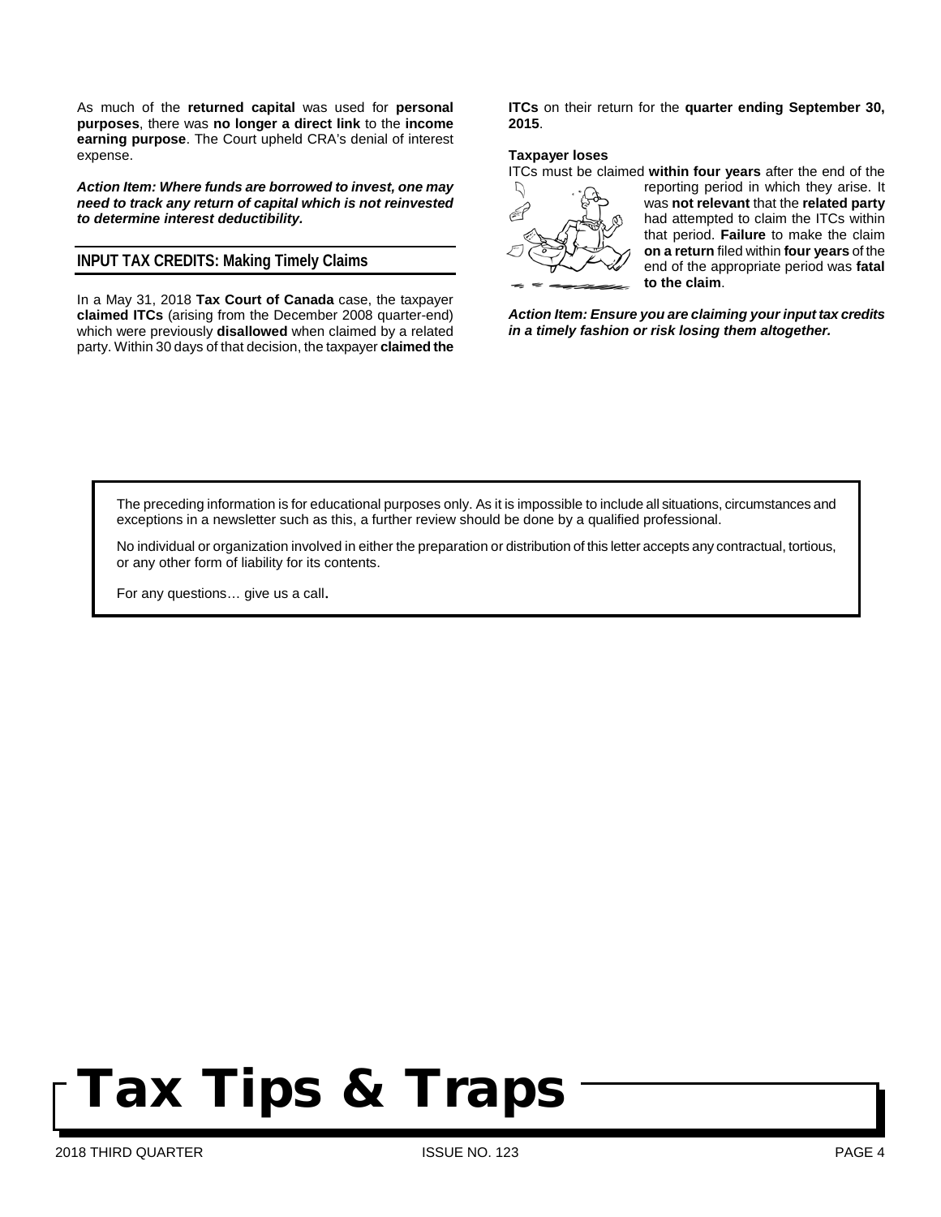As much of the **returned capital** was used for **personal purposes**, there was **no longer a direct link** to the **income earning purpose**. The Court upheld CRA's denial of interest expense.

***Action Item: Where funds are borrowed to invest, one may need to track any return of capital which is not reinvested to determine interest deductibility.***

## INPUT TAX CREDITS: Making Timely Claims

In a May 31, 2018 **Tax Court of Canada** case, the taxpayer **claimed ITCs** (arising from the December 2008 quarter-end) which were previously **disallowed** when claimed by a related party. Within 30 days of that decision, the taxpayer **claimed the ITCs** on their return for the **quarter ending September 30, 2015**.

**Taxpayer loses**

ITCs must be claimed **within four years** after the end of the reporting period in which they arise. It was **not relevant** that the **related party** had attempted to claim the ITCs within that period. **Failure** to make the claim **on a return** filed within **four years** of the end of the appropriate period was **fatal to the claim**.

***Action Item: Ensure you are claiming your input tax credits in a timely fashion or risk losing them altogether.***

The preceding information is for educational purposes only. As it is impossible to include all situations, circumstances and exceptions in a newsletter such as this, a further review should be done by a qualified professional.

No individual or organization involved in either the preparation or distribution of this letter accepts any contractual, tortious, or any other form of liability for its contents.

For any questions… give us a call.